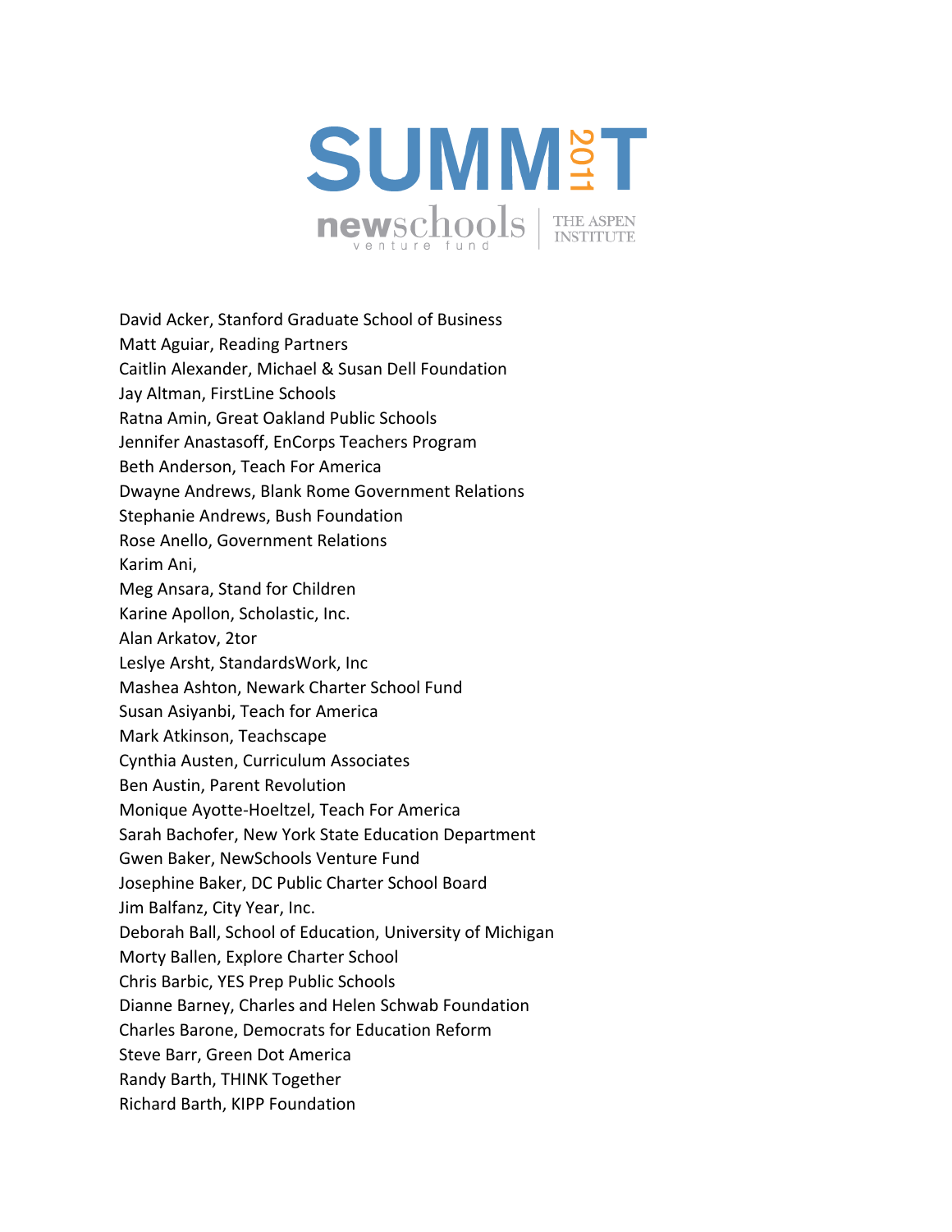# SUMMIT 2011

newschools venture fund | THE ASPEN INSTITUTE

David Acker, Stanford Graduate School of Business
Matt Aguiar, Reading Partners
Caitlin Alexander, Michael & Susan Dell Foundation
Jay Altman, FirstLine Schools
Ratna Amin, Great Oakland Public Schools
Jennifer Anastasoff, EnCorps Teachers Program
Beth Anderson, Teach For America
Dwayne Andrews, Blank Rome Government Relations
Stephanie Andrews, Bush Foundation
Rose Anello, Government Relations
Karim Ani,
Meg Ansara, Stand for Children
Karine Apollon, Scholastic, Inc.
Alan Arkatov, 2tor
Leslye Arsht, StandardsWork, Inc
Mashea Ashton, Newark Charter School Fund
Susan Asiyanbi, Teach for America
Mark Atkinson, Teachscape
Cynthia Austen, Curriculum Associates
Ben Austin, Parent Revolution
Monique Ayotte-Hoeltzel, Teach For America
Sarah Bachofer, New York State Education Department
Gwen Baker, NewSchools Venture Fund
Josephine Baker, DC Public Charter School Board
Jim Balfanz, City Year, Inc.
Deborah Ball, School of Education, University of Michigan
Morty Ballen, Explore Charter School
Chris Barbic, YES Prep Public Schools
Dianne Barney, Charles and Helen Schwab Foundation
Charles Barone, Democrats for Education Reform
Steve Barr, Green Dot America
Randy Barth, THINK Together
Richard Barth, KIPP Foundation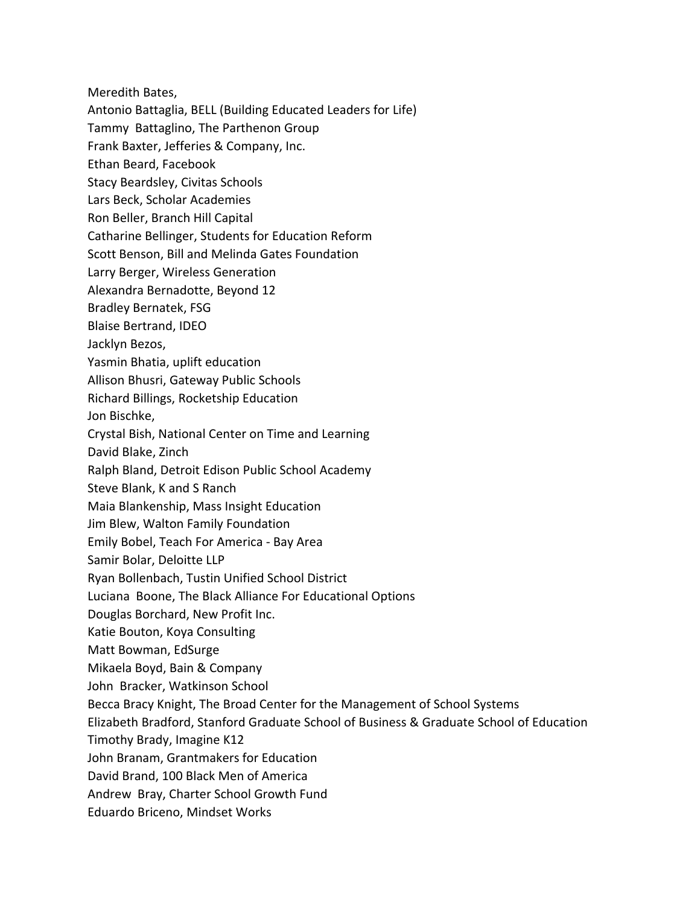Meredith Bates,  
Antonio Battaglia, BELL (Building Educated Leaders for Life)  
Tammy Battaglino, The Parthenon Group  
Frank Baxter, Jefferies & Company, Inc.  
Ethan Beard, Facebook  
Stacy Beardsley, Civitas Schools  
Lars Beck, Scholar Academies  
Ron Beller, Branch Hill Capital  
Catharine Bellinger, Students for Education Reform  
Scott Benson, Bill and Melinda Gates Foundation  
Larry Berger, Wireless Generation  
Alexandra Bernadotte, Beyond 12  
Bradley Bernatek, FSG  
Blaise Bertrand, IDEO  
Jacklyn Bezos,  
Yasmin Bhatia, uplift education  
Allison Bhusri, Gateway Public Schools  
Richard Billings, Rocketship Education  
Jon Bischke,  
Crystal Bish, National Center on Time and Learning  
David Blake, Zinch  
Ralph Bland, Detroit Edison Public School Academy  
Steve Blank, K and S Ranch  
Maia Blankenship, Mass Insight Education  
Jim Blew, Walton Family Foundation  
Emily Bobel, Teach For America - Bay Area  
Samir Bolar, Deloitte LLP  
Ryan Bollenbach, Tustin Unified School District  
Luciana Boone, The Black Alliance For Educational Options  
Douglas Borchard, New Profit Inc.  
Katie Bouton, Koya Consulting  
Matt Bowman, EdSurge  
Mikaela Boyd, Bain & Company  
John Bracker, Watkinson School  
Becca Bracy Knight, The Broad Center for the Management of School Systems  
Elizabeth Bradford, Stanford Graduate School of Business & Graduate School of Education  
Timothy Brady, Imagine K12  
John Branam, Grantmakers for Education  
David Brand, 100 Black Men of America  
Andrew Bray, Charter School Growth Fund  
Eduardo Briceno, Mindset Works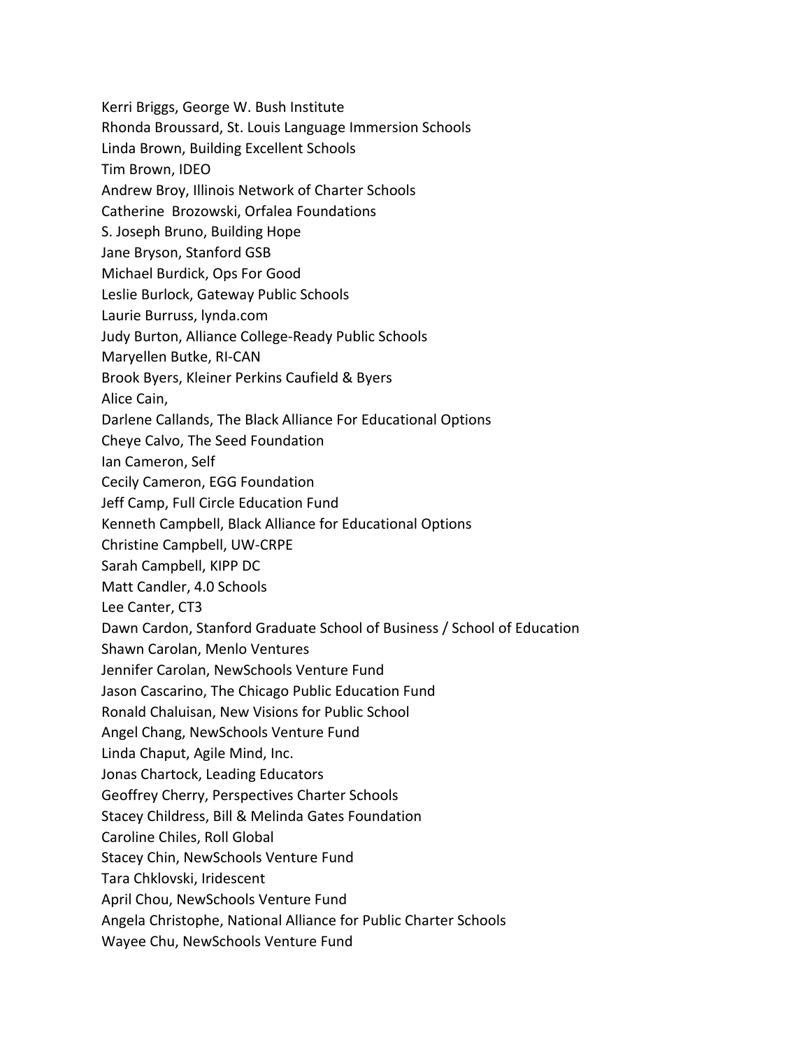Kerri Briggs, George W. Bush Institute
Rhonda Broussard, St. Louis Language Immersion Schools
Linda Brown, Building Excellent Schools
Tim Brown, IDEO
Andrew Broy, Illinois Network of Charter Schools
Catherine  Brozowski, Orfalea Foundations
S. Joseph Bruno, Building Hope
Jane Bryson, Stanford GSB
Michael Burdick, Ops For Good
Leslie Burlock, Gateway Public Schools
Laurie Burruss, lynda.com
Judy Burton, Alliance College-Ready Public Schools
Maryellen Butke, RI-CAN
Brook Byers, Kleiner Perkins Caufield & Byers
Alice Cain,
Darlene Callands, The Black Alliance For Educational Options
Cheye Calvo, The Seed Foundation
Ian Cameron, Self
Cecily Cameron, EGG Foundation
Jeff Camp, Full Circle Education Fund
Kenneth Campbell, Black Alliance for Educational Options
Christine Campbell, UW-CRPE
Sarah Campbell, KIPP DC
Matt Candler, 4.0 Schools
Lee Canter, CT3
Dawn Cardon, Stanford Graduate School of Business / School of Education
Shawn Carolan, Menlo Ventures
Jennifer Carolan, NewSchools Venture Fund
Jason Cascarino, The Chicago Public Education Fund
Ronald Chaluisan, New Visions for Public School
Angel Chang, NewSchools Venture Fund
Linda Chaput, Agile Mind, Inc.
Jonas Chartock, Leading Educators
Geoffrey Cherry, Perspectives Charter Schools
Stacey Childress, Bill & Melinda Gates Foundation
Caroline Chiles, Roll Global
Stacey Chin, NewSchools Venture Fund
Tara Chklovski, Iridescent
April Chou, NewSchools Venture Fund
Angela Christophe, National Alliance for Public Charter Schools
Wayee Chu, NewSchools Venture Fund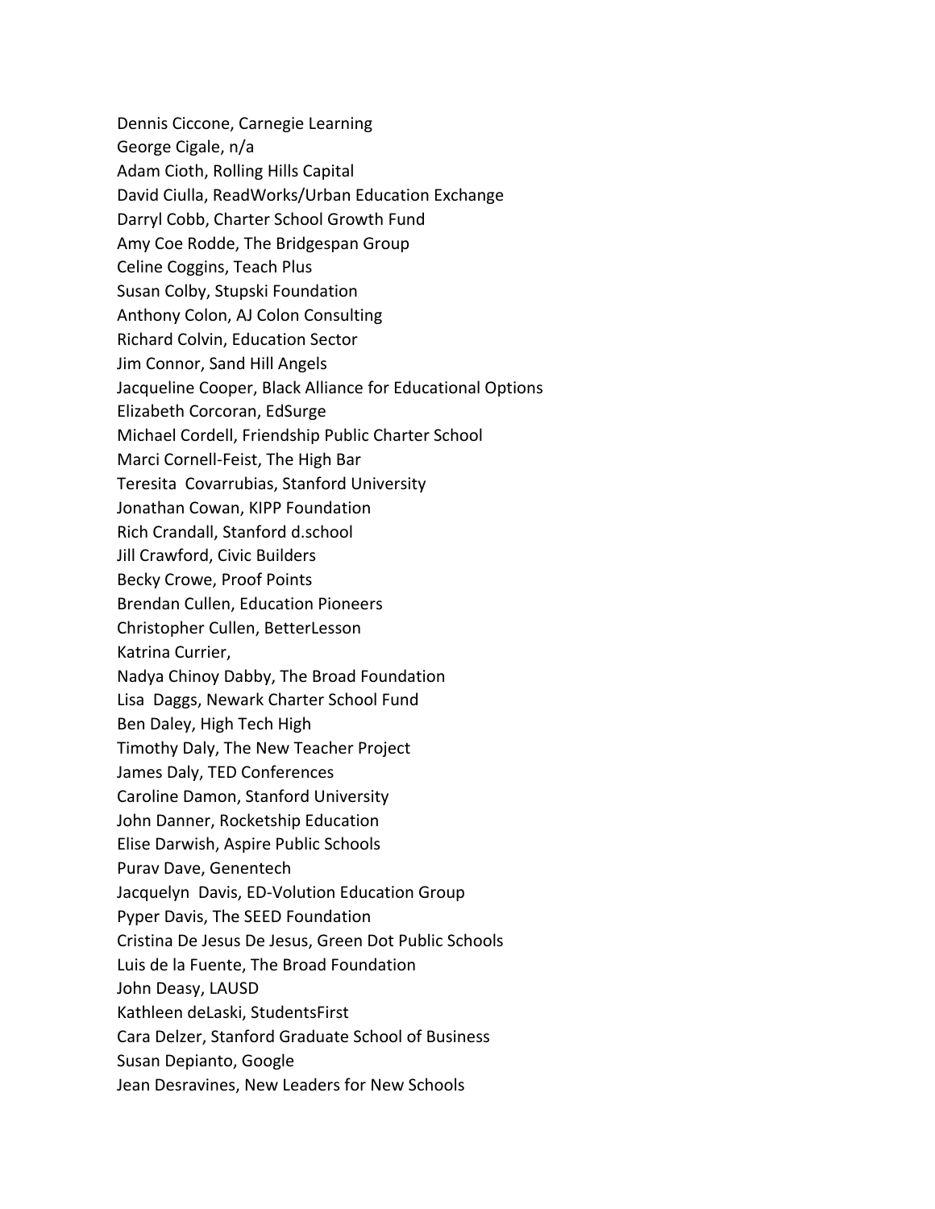Dennis Ciccone, Carnegie Learning
George Cigale, n/a
Adam Cioth, Rolling Hills Capital
David Ciulla, ReadWorks/Urban Education Exchange
Darryl Cobb, Charter School Growth Fund
Amy Coe Rodde, The Bridgespan Group
Celine Coggins, Teach Plus
Susan Colby, Stupski Foundation
Anthony Colon, AJ Colon Consulting
Richard Colvin, Education Sector
Jim Connor, Sand Hill Angels
Jacqueline Cooper, Black Alliance for Educational Options
Elizabeth Corcoran, EdSurge
Michael Cordell, Friendship Public Charter School
Marci Cornell-Feist, The High Bar
Teresita Covarrubias, Stanford University
Jonathan Cowan, KIPP Foundation
Rich Crandall, Stanford d.school
Jill Crawford, Civic Builders
Becky Crowe, Proof Points
Brendan Cullen, Education Pioneers
Christopher Cullen, BetterLesson
Katrina Currier,
Nadya Chinoy Dabby, The Broad Foundation
Lisa Daggs, Newark Charter School Fund
Ben Daley, High Tech High
Timothy Daly, The New Teacher Project
James Daly, TED Conferences
Caroline Damon, Stanford University
John Danner, Rocketship Education
Elise Darwish, Aspire Public Schools
Purav Dave, Genentech
Jacquelyn Davis, ED-Volution Education Group
Pyper Davis, The SEED Foundation
Cristina De Jesus De Jesus, Green Dot Public Schools
Luis de la Fuente, The Broad Foundation
John Deasy, LAUSD
Kathleen deLaski, StudentsFirst
Cara Delzer, Stanford Graduate School of Business
Susan Depianto, Google
Jean Desravines, New Leaders for New Schools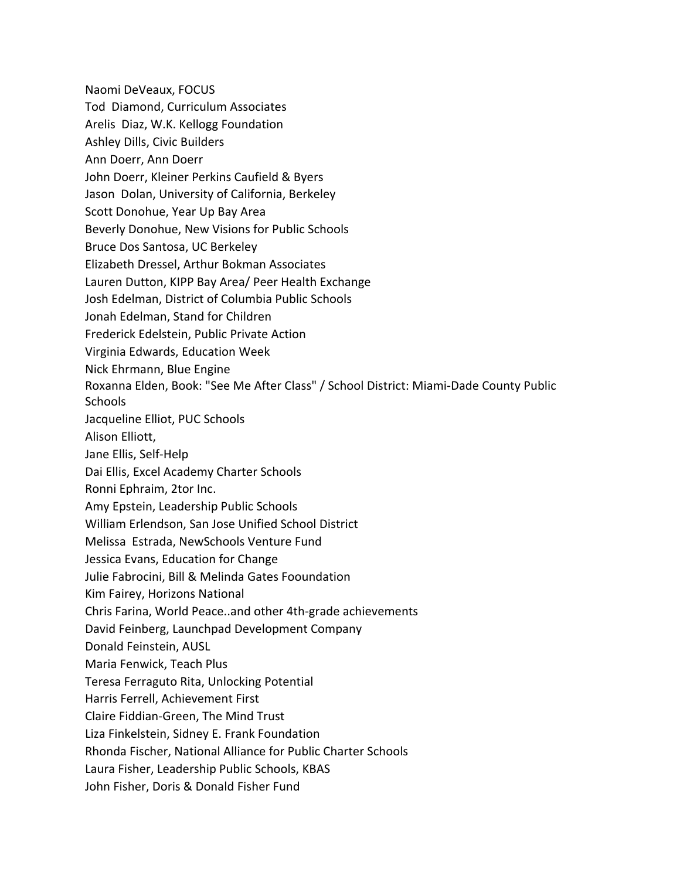Naomi DeVeaux, FOCUS
Tod Diamond, Curriculum Associates
Arelis Diaz, W.K. Kellogg Foundation
Ashley Dills, Civic Builders
Ann Doerr, Ann Doerr
John Doerr, Kleiner Perkins Caufield & Byers
Jason Dolan, University of California, Berkeley
Scott Donohue, Year Up Bay Area
Beverly Donohue, New Visions for Public Schools
Bruce Dos Santosa, UC Berkeley
Elizabeth Dressel, Arthur Bokman Associates
Lauren Dutton, KIPP Bay Area/ Peer Health Exchange
Josh Edelman, District of Columbia Public Schools
Jonah Edelman, Stand for Children
Frederick Edelstein, Public Private Action
Virginia Edwards, Education Week
Nick Ehrmann, Blue Engine
Roxanna Elden, Book: "See Me After Class" / School District: Miami-Dade County Public Schools
Jacqueline Elliot, PUC Schools
Alison Elliott,
Jane Ellis, Self-Help
Dai Ellis, Excel Academy Charter Schools
Ronni Ephraim, 2tor Inc.
Amy Epstein, Leadership Public Schools
William Erlendson, San Jose Unified School District
Melissa Estrada, NewSchools Venture Fund
Jessica Evans, Education for Change
Julie Fabrocini, Bill & Melinda Gates Fooundation
Kim Fairey, Horizons National
Chris Farina, World Peace..and other 4th-grade achievements
David Feinberg, Launchpad Development Company
Donald Feinstein, AUSL
Maria Fenwick, Teach Plus
Teresa Ferraguto Rita, Unlocking Potential
Harris Ferrell, Achievement First
Claire Fiddian-Green, The Mind Trust
Liza Finkelstein, Sidney E. Frank Foundation
Rhonda Fischer, National Alliance for Public Charter Schools
Laura Fisher, Leadership Public Schools, KBAS
John Fisher, Doris & Donald Fisher Fund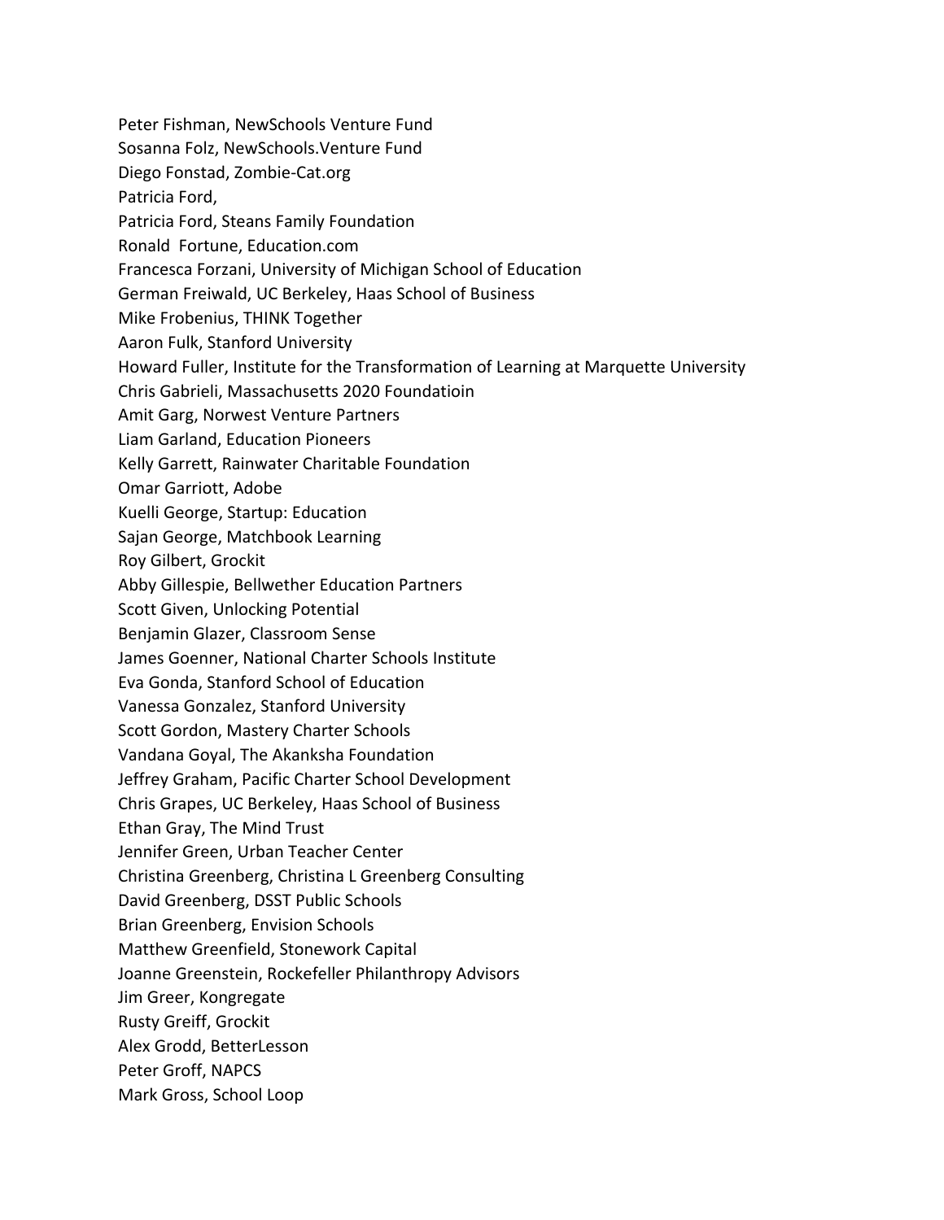Peter Fishman, NewSchools Venture Fund
Sosanna Folz, NewSchools.Venture Fund
Diego Fonstad, Zombie-Cat.org
Patricia Ford,
Patricia Ford, Steans Family Foundation
Ronald  Fortune, Education.com
Francesca Forzani, University of Michigan School of Education
German Freiwald, UC Berkeley, Haas School of Business
Mike Frobenius, THINK Together
Aaron Fulk, Stanford University
Howard Fuller, Institute for the Transformation of Learning at Marquette University
Chris Gabrieli, Massachusetts 2020 Foundatioin
Amit Garg, Norwest Venture Partners
Liam Garland, Education Pioneers
Kelly Garrett, Rainwater Charitable Foundation
Omar Garriott, Adobe
Kuelli George, Startup: Education
Sajan George, Matchbook Learning
Roy Gilbert, Grockit
Abby Gillespie, Bellwether Education Partners
Scott Given, Unlocking Potential
Benjamin Glazer, Classroom Sense
James Goenner, National Charter Schools Institute
Eva Gonda, Stanford School of Education
Vanessa Gonzalez, Stanford University
Scott Gordon, Mastery Charter Schools
Vandana Goyal, The Akanksha Foundation
Jeffrey Graham, Pacific Charter School Development
Chris Grapes, UC Berkeley, Haas School of Business
Ethan Gray, The Mind Trust
Jennifer Green, Urban Teacher Center
Christina Greenberg, Christina L Greenberg Consulting
David Greenberg, DSST Public Schools
Brian Greenberg, Envision Schools
Matthew Greenfield, Stonework Capital
Joanne Greenstein, Rockefeller Philanthropy Advisors
Jim Greer, Kongregate
Rusty Greiff, Grockit
Alex Grodd, BetterLesson
Peter Groff, NAPCS
Mark Gross, School Loop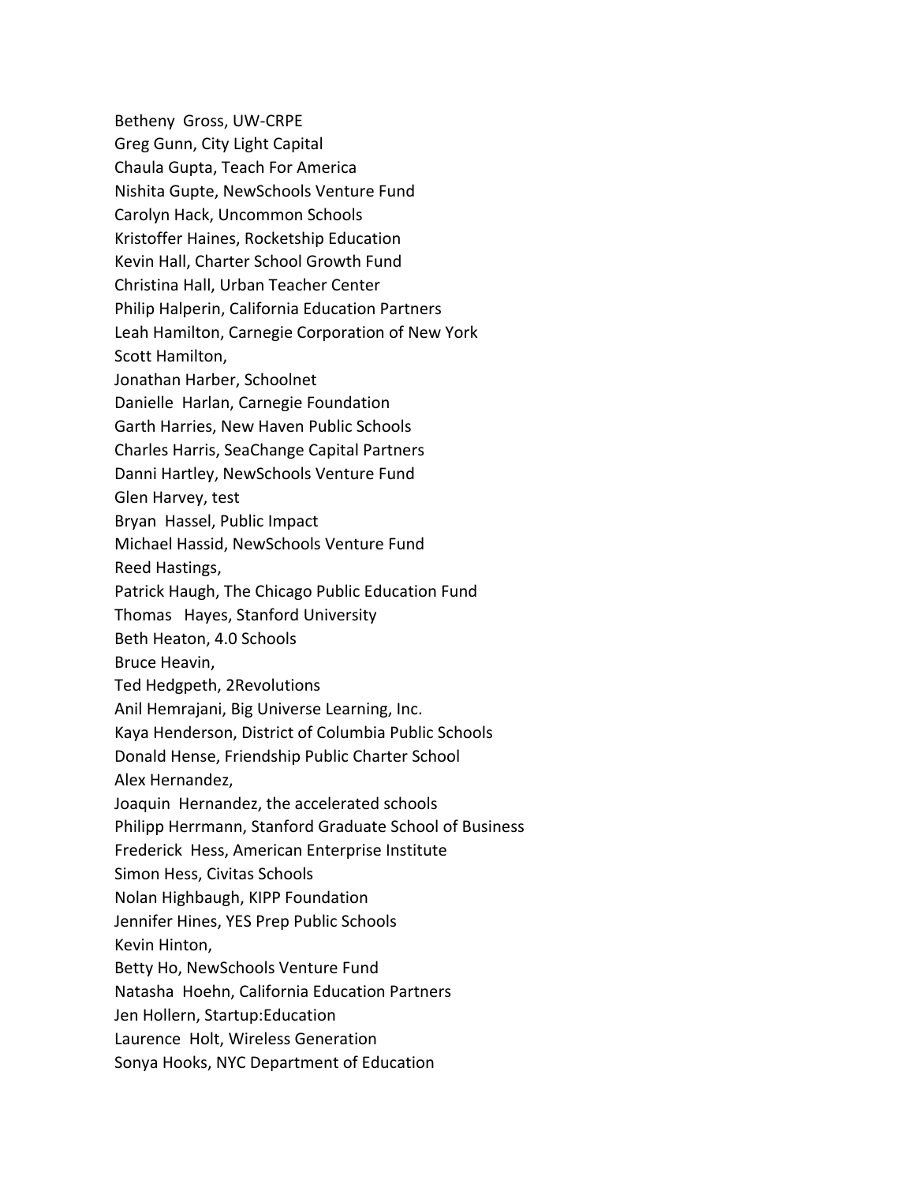Betheny Gross, UW-CRPE
Greg Gunn, City Light Capital
Chaula Gupta, Teach For America
Nishita Gupte, NewSchools Venture Fund
Carolyn Hack, Uncommon Schools
Kristoffer Haines, Rocketship Education
Kevin Hall, Charter School Growth Fund
Christina Hall, Urban Teacher Center
Philip Halperin, California Education Partners
Leah Hamilton, Carnegie Corporation of New York
Scott Hamilton,
Jonathan Harber, Schoolnet
Danielle Harlan, Carnegie Foundation
Garth Harries, New Haven Public Schools
Charles Harris, SeaChange Capital Partners
Danni Hartley, NewSchools Venture Fund
Glen Harvey, test
Bryan Hassel, Public Impact
Michael Hassid, NewSchools Venture Fund
Reed Hastings,
Patrick Haugh, The Chicago Public Education Fund
Thomas Hayes, Stanford University
Beth Heaton, 4.0 Schools
Bruce Heavin,
Ted Hedgpeth, 2Revolutions
Anil Hemrajani, Big Universe Learning, Inc.
Kaya Henderson, District of Columbia Public Schools
Donald Hense, Friendship Public Charter School
Alex Hernandez,
Joaquin Hernandez, the accelerated schools
Philipp Herrmann, Stanford Graduate School of Business
Frederick Hess, American Enterprise Institute
Simon Hess, Civitas Schools
Nolan Highbaugh, KIPP Foundation
Jennifer Hines, YES Prep Public Schools
Kevin Hinton,
Betty Ho, NewSchools Venture Fund
Natasha Hoehn, California Education Partners
Jen Hollern, Startup:Education
Laurence Holt, Wireless Generation
Sonya Hooks, NYC Department of Education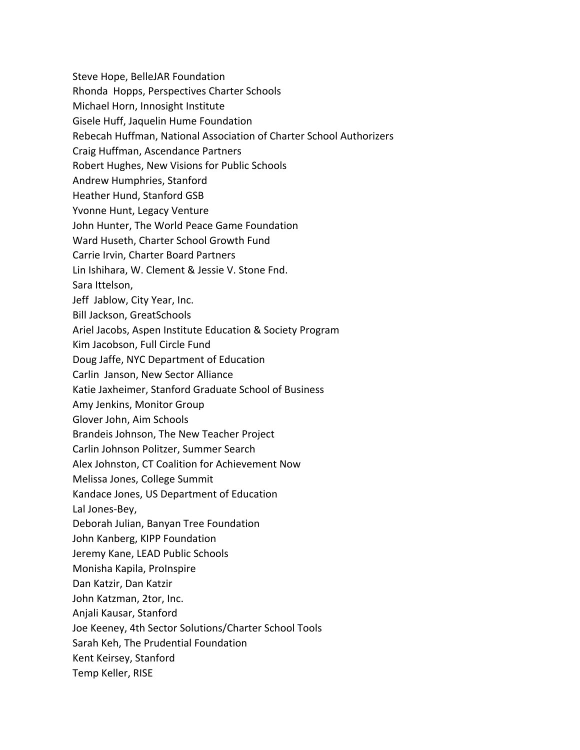Steve Hope, BelleJAR Foundation
Rhonda Hopps, Perspectives Charter Schools
Michael Horn, Innosight Institute
Gisele Huff, Jaquelin Hume Foundation
Rebecah Huffman, National Association of Charter School Authorizers
Craig Huffman, Ascendance Partners
Robert Hughes, New Visions for Public Schools
Andrew Humphries, Stanford
Heather Hund, Stanford GSB
Yvonne Hunt, Legacy Venture
John Hunter, The World Peace Game Foundation
Ward Huseth, Charter School Growth Fund
Carrie Irvin, Charter Board Partners
Lin Ishihara, W. Clement & Jessie V. Stone Fnd.
Sara Ittelson,
Jeff Jablow, City Year, Inc.
Bill Jackson, GreatSchools
Ariel Jacobs, Aspen Institute Education & Society Program
Kim Jacobson, Full Circle Fund
Doug Jaffe, NYC Department of Education
Carlin Janson, New Sector Alliance
Katie Jaxheimer, Stanford Graduate School of Business
Amy Jenkins, Monitor Group
Glover John, Aim Schools
Brandeis Johnson, The New Teacher Project
Carlin Johnson Politzer, Summer Search
Alex Johnston, CT Coalition for Achievement Now
Melissa Jones, College Summit
Kandace Jones, US Department of Education
Lal Jones-Bey,
Deborah Julian, Banyan Tree Foundation
John Kanberg, KIPP Foundation
Jeremy Kane, LEAD Public Schools
Monisha Kapila, ProInspire
Dan Katzir, Dan Katzir
John Katzman, 2tor, Inc.
Anjali Kausar, Stanford
Joe Keeney, 4th Sector Solutions/Charter School Tools
Sarah Keh, The Prudential Foundation
Kent Keirsey, Stanford
Temp Keller, RISE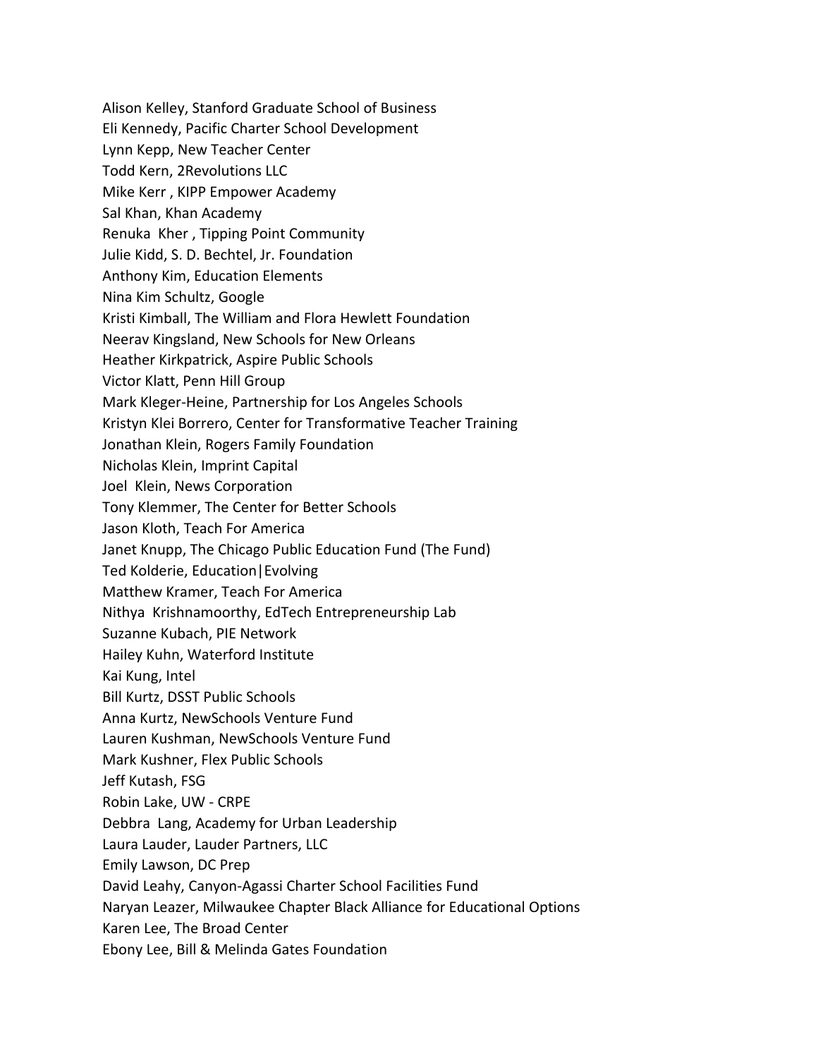Alison Kelley, Stanford Graduate School of Business
Eli Kennedy, Pacific Charter School Development
Lynn Kepp, New Teacher Center
Todd Kern, 2Revolutions LLC
Mike Kerr , KIPP Empower Academy
Sal Khan, Khan Academy
Renuka Kher , Tipping Point Community
Julie Kidd, S. D. Bechtel, Jr. Foundation
Anthony Kim, Education Elements
Nina Kim Schultz, Google
Kristi Kimball, The William and Flora Hewlett Foundation
Neerav Kingsland, New Schools for New Orleans
Heather Kirkpatrick, Aspire Public Schools
Victor Klatt, Penn Hill Group
Mark Kleger-Heine, Partnership for Los Angeles Schools
Kristyn Klei Borrero, Center for Transformative Teacher Training
Jonathan Klein, Rogers Family Foundation
Nicholas Klein, Imprint Capital
Joel Klein, News Corporation
Tony Klemmer, The Center for Better Schools
Jason Kloth, Teach For America
Janet Knupp, The Chicago Public Education Fund (The Fund)
Ted Kolderie, Education|Evolving
Matthew Kramer, Teach For America
Nithya Krishnamoorthy, EdTech Entrepreneurship Lab
Suzanne Kubach, PIE Network
Hailey Kuhn, Waterford Institute
Kai Kung, Intel
Bill Kurtz, DSST Public Schools
Anna Kurtz, NewSchools Venture Fund
Lauren Kushman, NewSchools Venture Fund
Mark Kushner, Flex Public Schools
Jeff Kutash, FSG
Robin Lake, UW - CRPE
Debbra Lang, Academy for Urban Leadership
Laura Lauder, Lauder Partners, LLC
Emily Lawson, DC Prep
David Leahy, Canyon-Agassi Charter School Facilities Fund
Naryan Leazer, Milwaukee Chapter Black Alliance for Educational Options
Karen Lee, The Broad Center
Ebony Lee, Bill & Melinda Gates Foundation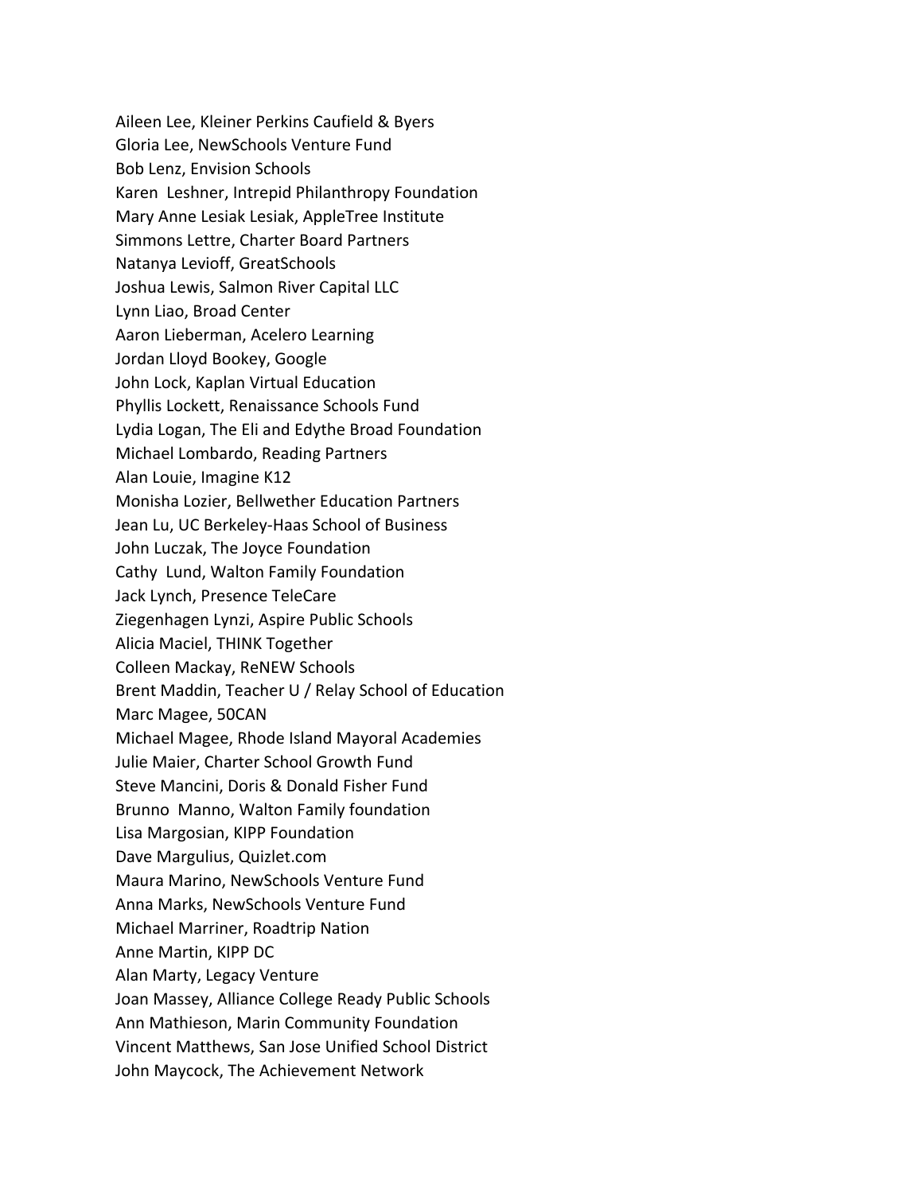Aileen Lee, Kleiner Perkins Caufield & Byers
Gloria Lee, NewSchools Venture Fund
Bob Lenz, Envision Schools
Karen  Leshner, Intrepid Philanthropy Foundation
Mary Anne Lesiak Lesiak, AppleTree Institute
Simmons Lettre, Charter Board Partners
Natanya Levioff, GreatSchools
Joshua Lewis, Salmon River Capital LLC
Lynn Liao, Broad Center
Aaron Lieberman, Acelero Learning
Jordan Lloyd Bookey, Google
John Lock, Kaplan Virtual Education
Phyllis Lockett, Renaissance Schools Fund
Lydia Logan, The Eli and Edythe Broad Foundation
Michael Lombardo, Reading Partners
Alan Louie, Imagine K12
Monisha Lozier, Bellwether Education Partners
Jean Lu, UC Berkeley-Haas School of Business
John Luczak, The Joyce Foundation
Cathy  Lund, Walton Family Foundation
Jack Lynch, Presence TeleCare
Ziegenhagen Lynzi, Aspire Public Schools
Alicia Maciel, THINK Together
Colleen Mackay, ReNEW Schools
Brent Maddin, Teacher U / Relay School of Education
Marc Magee, 50CAN
Michael Magee, Rhode Island Mayoral Academies
Julie Maier, Charter School Growth Fund
Steve Mancini, Doris & Donald Fisher Fund
Brunno  Manno, Walton Family foundation
Lisa Margosian, KIPP Foundation
Dave Margulius, Quizlet.com
Maura Marino, NewSchools Venture Fund
Anna Marks, NewSchools Venture Fund
Michael Marriner, Roadtrip Nation
Anne Martin, KIPP DC
Alan Marty, Legacy Venture
Joan Massey, Alliance College Ready Public Schools
Ann Mathieson, Marin Community Foundation
Vincent Matthews, San Jose Unified School District
John Maycock, The Achievement Network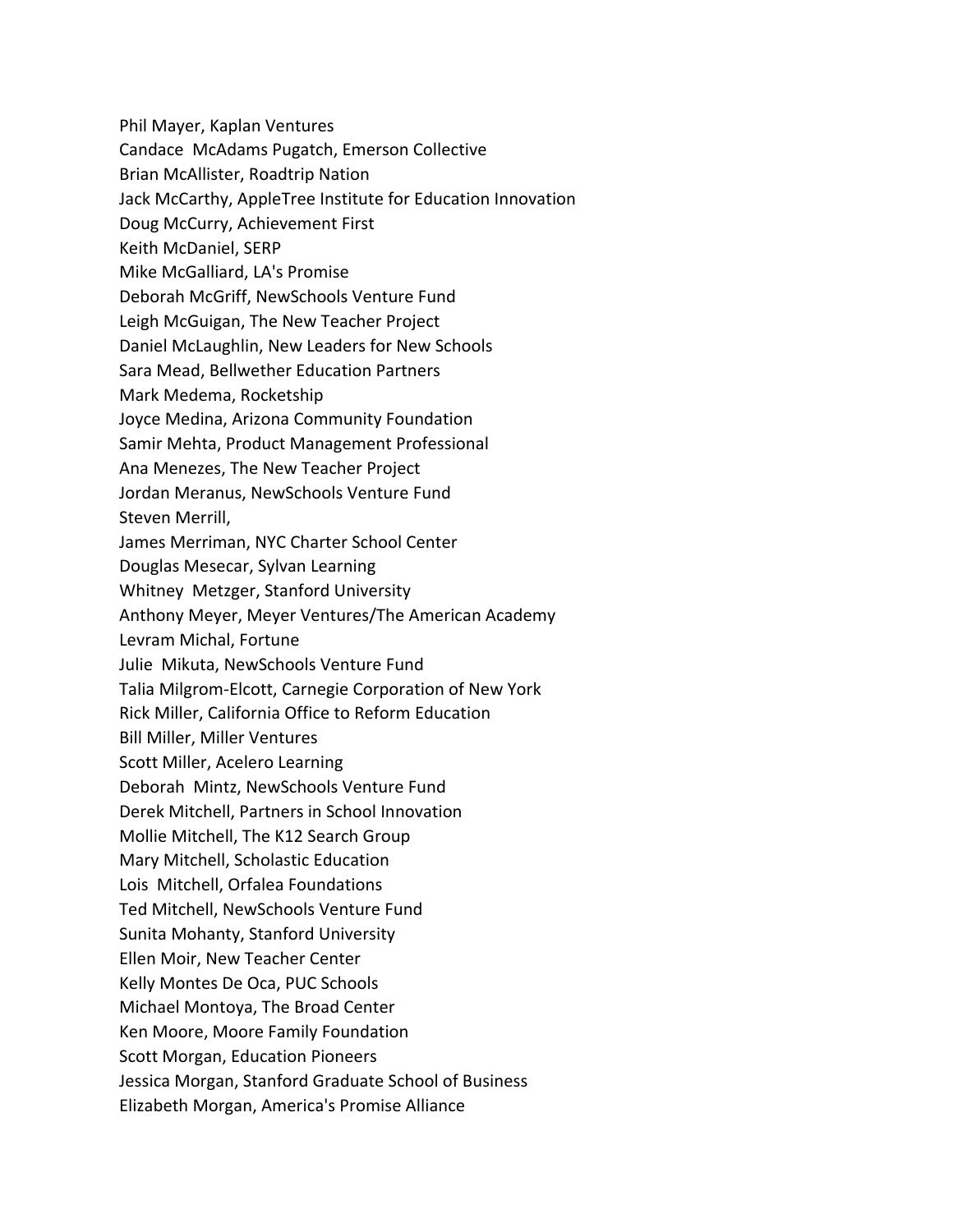Phil Mayer, Kaplan Ventures
Candace McAdams Pugatch, Emerson Collective
Brian McAllister, Roadtrip Nation
Jack McCarthy, AppleTree Institute for Education Innovation
Doug McCurry, Achievement First
Keith McDaniel, SERP
Mike McGalliard, LA's Promise
Deborah McGriff, NewSchools Venture Fund
Leigh McGuigan, The New Teacher Project
Daniel McLaughlin, New Leaders for New Schools
Sara Mead, Bellwether Education Partners
Mark Medema, Rocketship
Joyce Medina, Arizona Community Foundation
Samir Mehta, Product Management Professional
Ana Menezes, The New Teacher Project
Jordan Meranus, NewSchools Venture Fund
Steven Merrill,
James Merriman, NYC Charter School Center
Douglas Mesecar, Sylvan Learning
Whitney Metzger, Stanford University
Anthony Meyer, Meyer Ventures/The American Academy
Levram Michal, Fortune
Julie Mikuta, NewSchools Venture Fund
Talia Milgrom-Elcott, Carnegie Corporation of New York
Rick Miller, California Office to Reform Education
Bill Miller, Miller Ventures
Scott Miller, Acelero Learning
Deborah Mintz, NewSchools Venture Fund
Derek Mitchell, Partners in School Innovation
Mollie Mitchell, The K12 Search Group
Mary Mitchell, Scholastic Education
Lois Mitchell, Orfalea Foundations
Ted Mitchell, NewSchools Venture Fund
Sunita Mohanty, Stanford University
Ellen Moir, New Teacher Center
Kelly Montes De Oca, PUC Schools
Michael Montoya, The Broad Center
Ken Moore, Moore Family Foundation
Scott Morgan, Education Pioneers
Jessica Morgan, Stanford Graduate School of Business
Elizabeth Morgan, America's Promise Alliance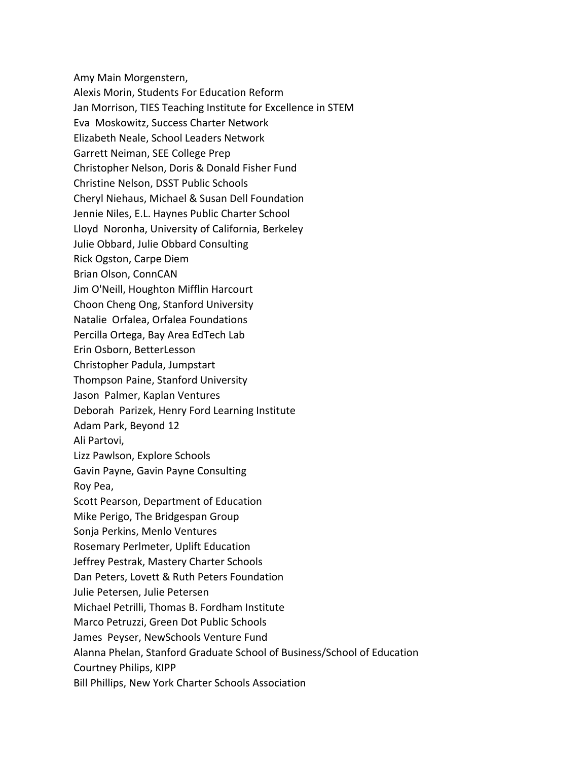Amy Main Morgenstern,  
Alexis Morin, Students For Education Reform  
Jan Morrison, TIES Teaching Institute for Excellence in STEM  
Eva Moskowitz, Success Charter Network  
Elizabeth Neale, School Leaders Network  
Garrett Neiman, SEE College Prep  
Christopher Nelson, Doris & Donald Fisher Fund  
Christine Nelson, DSST Public Schools  
Cheryl Niehaus, Michael & Susan Dell Foundation  
Jennie Niles, E.L. Haynes Public Charter School  
Lloyd Noronha, University of California, Berkeley  
Julie Obbard, Julie Obbard Consulting  
Rick Ogston, Carpe Diem  
Brian Olson, ConnCAN  
Jim O'Neill, Houghton Mifflin Harcourt  
Choon Cheng Ong, Stanford University  
Natalie Orfalea, Orfalea Foundations  
Percilla Ortega, Bay Area EdTech Lab  
Erin Osborn, BetterLesson  
Christopher Padula, Jumpstart  
Thompson Paine, Stanford University  
Jason Palmer, Kaplan Ventures  
Deborah Parizek, Henry Ford Learning Institute  
Adam Park, Beyond 12  
Ali Partovi,  
Lizz Pawlson, Explore Schools  
Gavin Payne, Gavin Payne Consulting  
Roy Pea,  
Scott Pearson, Department of Education  
Mike Perigo, The Bridgespan Group  
Sonja Perkins, Menlo Ventures  
Rosemary Perlmeter, Uplift Education  
Jeffrey Pestrak, Mastery Charter Schools  
Dan Peters, Lovett & Ruth Peters Foundation  
Julie Petersen, Julie Petersen  
Michael Petrilli, Thomas B. Fordham Institute  
Marco Petruzzi, Green Dot Public Schools  
James Peyser, NewSchools Venture Fund  
Alanna Phelan, Stanford Graduate School of Business/School of Education  
Courtney Philips, KIPP  
Bill Phillips, New York Charter Schools Association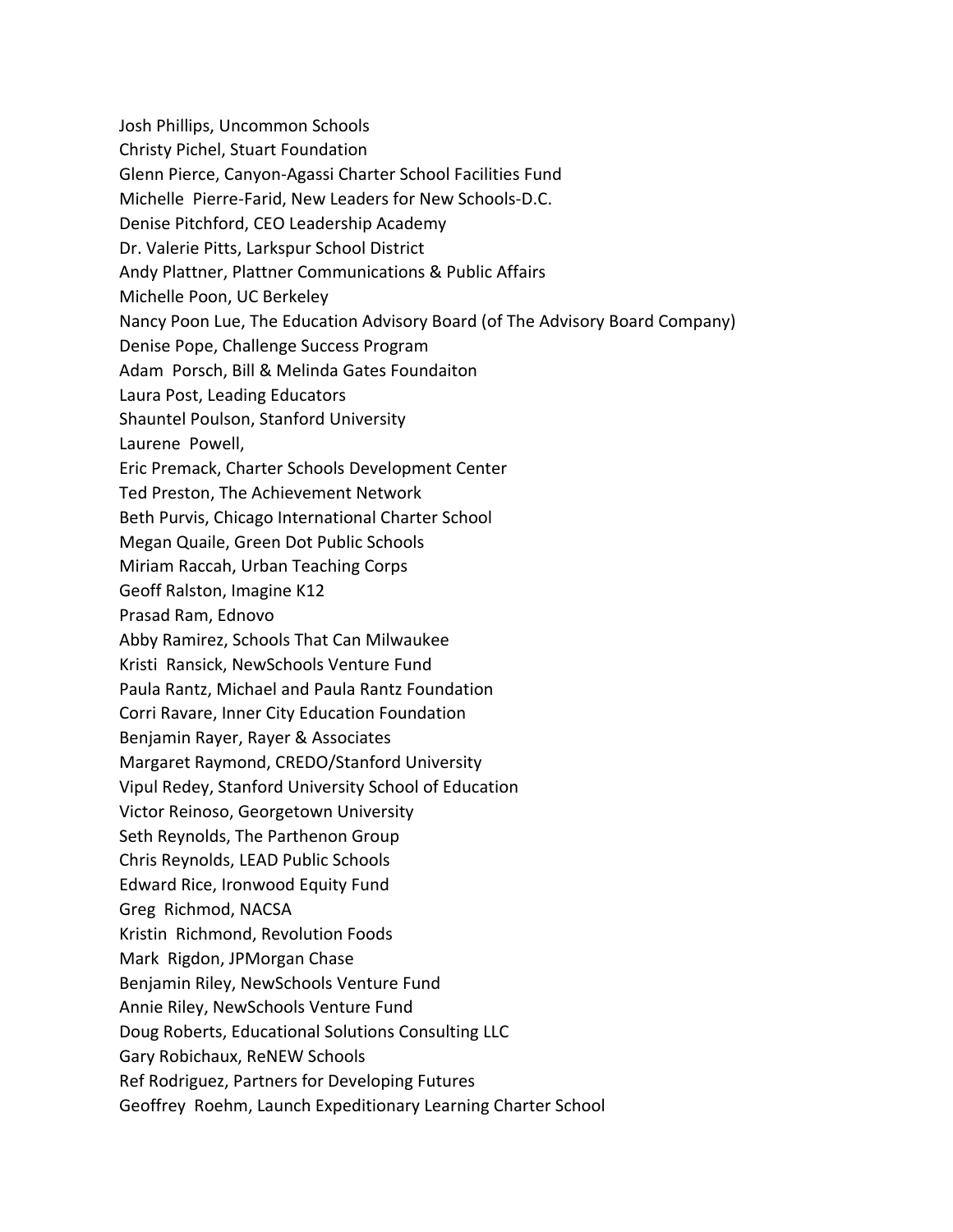Josh Phillips, Uncommon Schools
Christy Pichel, Stuart Foundation
Glenn Pierce, Canyon-Agassi Charter School Facilities Fund
Michelle Pierre-Farid, New Leaders for New Schools-D.C.
Denise Pitchford, CEO Leadership Academy
Dr. Valerie Pitts, Larkspur School District
Andy Plattner, Plattner Communications & Public Affairs
Michelle Poon, UC Berkeley
Nancy Poon Lue, The Education Advisory Board (of The Advisory Board Company)
Denise Pope, Challenge Success Program
Adam Porsch, Bill & Melinda Gates Foundaiton
Laura Post, Leading Educators
Shauntel Poulson, Stanford University
Laurene Powell,
Eric Premack, Charter Schools Development Center
Ted Preston, The Achievement Network
Beth Purvis, Chicago International Charter School
Megan Quaile, Green Dot Public Schools
Miriam Raccah, Urban Teaching Corps
Geoff Ralston, Imagine K12
Prasad Ram, Ednovo
Abby Ramirez, Schools That Can Milwaukee
Kristi Ransick, NewSchools Venture Fund
Paula Rantz, Michael and Paula Rantz Foundation
Corri Ravare, Inner City Education Foundation
Benjamin Rayer, Rayer & Associates
Margaret Raymond, CREDO/Stanford University
Vipul Redey, Stanford University School of Education
Victor Reinoso, Georgetown University
Seth Reynolds, The Parthenon Group
Chris Reynolds, LEAD Public Schools
Edward Rice, Ironwood Equity Fund
Greg Richmod, NACSA
Kristin Richmond, Revolution Foods
Mark Rigdon, JPMorgan Chase
Benjamin Riley, NewSchools Venture Fund
Annie Riley, NewSchools Venture Fund
Doug Roberts, Educational Solutions Consulting LLC
Gary Robichaux, ReNEW Schools
Ref Rodriguez, Partners for Developing Futures
Geoffrey Roehm, Launch Expeditionary Learning Charter School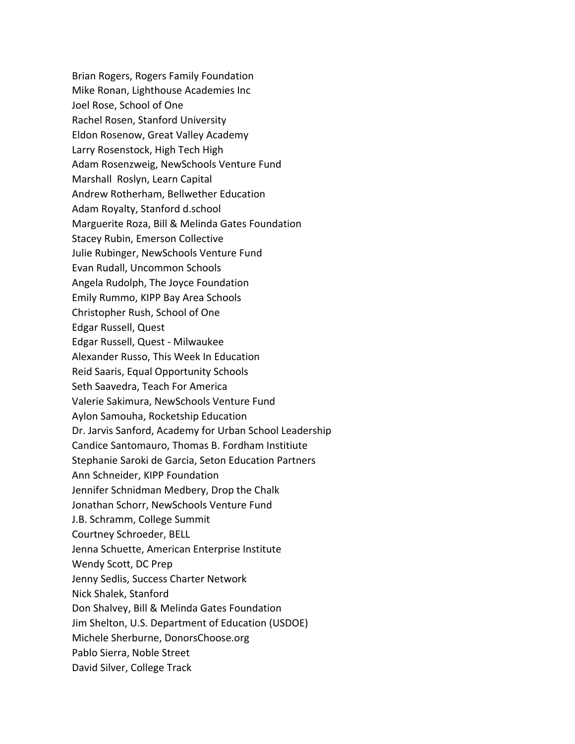Brian Rogers, Rogers Family Foundation
Mike Ronan, Lighthouse Academies Inc
Joel Rose, School of One
Rachel Rosen, Stanford University
Eldon Rosenow, Great Valley Academy
Larry Rosenstock, High Tech High
Adam Rosenzweig, NewSchools Venture Fund
Marshall Roslyn, Learn Capital
Andrew Rotherham, Bellwether Education
Adam Royalty, Stanford d.school
Marguerite Roza, Bill & Melinda Gates Foundation
Stacey Rubin, Emerson Collective
Julie Rubinger, NewSchools Venture Fund
Evan Rudall, Uncommon Schools
Angela Rudolph, The Joyce Foundation
Emily Rummo, KIPP Bay Area Schools
Christopher Rush, School of One
Edgar Russell, Quest
Edgar Russell, Quest - Milwaukee
Alexander Russo, This Week In Education
Reid Saaris, Equal Opportunity Schools
Seth Saavedra, Teach For America
Valerie Sakimura, NewSchools Venture Fund
Aylon Samouha, Rocketship Education
Dr. Jarvis Sanford, Academy for Urban School Leadership
Candice Santomauro, Thomas B. Fordham Institiute
Stephanie Saroki de Garcia, Seton Education Partners
Ann Schneider, KIPP Foundation
Jennifer Schnidman Medbery, Drop the Chalk
Jonathan Schorr, NewSchools Venture Fund
J.B. Schramm, College Summit
Courtney Schroeder, BELL
Jenna Schuette, American Enterprise Institute
Wendy Scott, DC Prep
Jenny Sedlis, Success Charter Network
Nick Shalek, Stanford
Don Shalvey, Bill & Melinda Gates Foundation
Jim Shelton, U.S. Department of Education (USDOE)
Michele Sherburne, DonorsChoose.org
Pablo Sierra, Noble Street
David Silver, College Track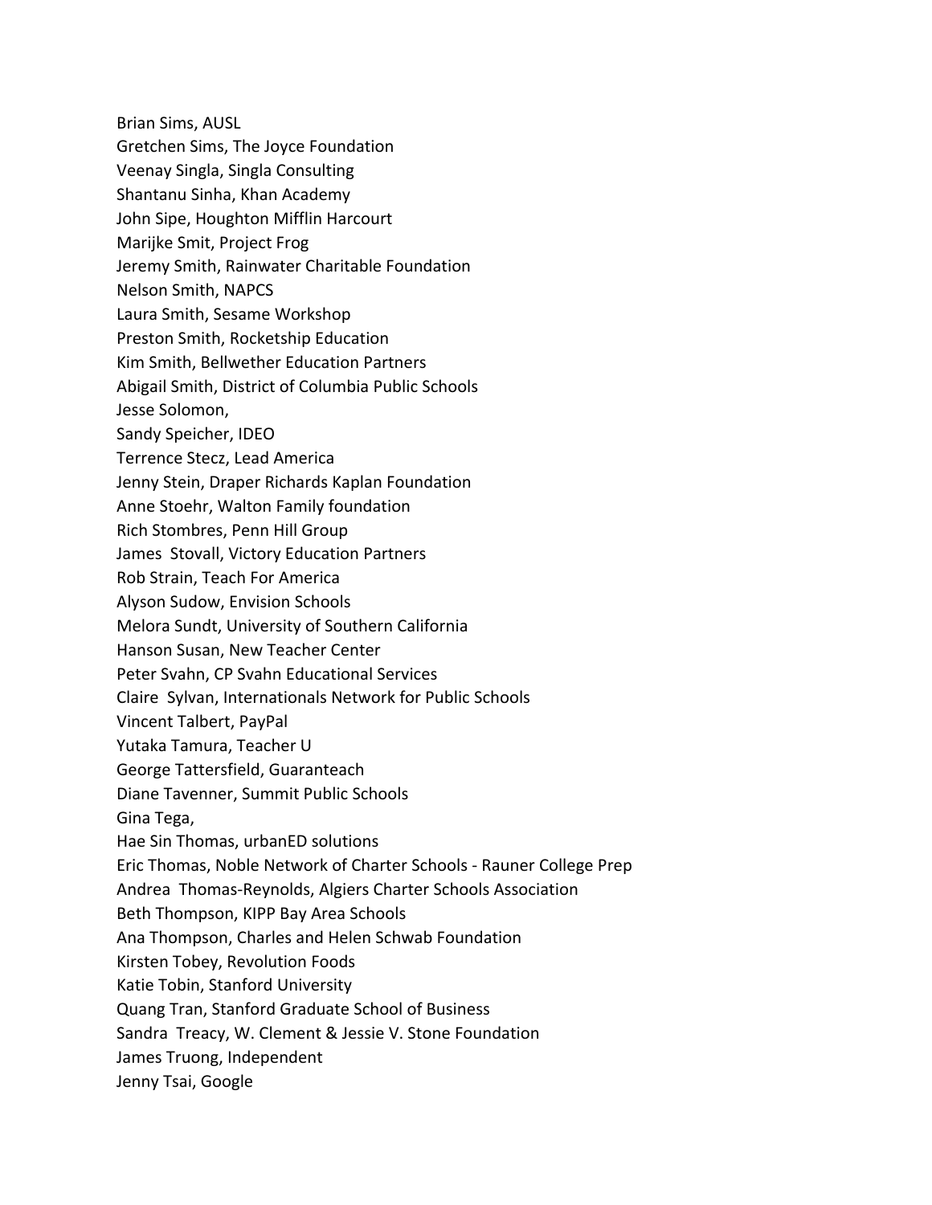Brian Sims, AUSL
Gretchen Sims, The Joyce Foundation
Veenay Singla, Singla Consulting
Shantanu Sinha, Khan Academy
John Sipe, Houghton Mifflin Harcourt
Marijke Smit, Project Frog
Jeremy Smith, Rainwater Charitable Foundation
Nelson Smith, NAPCS
Laura Smith, Sesame Workshop
Preston Smith, Rocketship Education
Kim Smith, Bellwether Education Partners
Abigail Smith, District of Columbia Public Schools
Jesse Solomon,
Sandy Speicher, IDEO
Terrence Stecz, Lead America
Jenny Stein, Draper Richards Kaplan Foundation
Anne Stoehr, Walton Family foundation
Rich Stombres, Penn Hill Group
James Stovall, Victory Education Partners
Rob Strain, Teach For America
Alyson Sudow, Envision Schools
Melora Sundt, University of Southern California
Hanson Susan, New Teacher Center
Peter Svahn, CP Svahn Educational Services
Claire Sylvan, Internationals Network for Public Schools
Vincent Talbert, PayPal
Yutaka Tamura, Teacher U
George Tattersfield, Guaranteach
Diane Tavenner, Summit Public Schools
Gina Tega,
Hae Sin Thomas, urbanED solutions
Eric Thomas, Noble Network of Charter Schools - Rauner College Prep
Andrea Thomas-Reynolds, Algiers Charter Schools Association
Beth Thompson, KIPP Bay Area Schools
Ana Thompson, Charles and Helen Schwab Foundation
Kirsten Tobey, Revolution Foods
Katie Tobin, Stanford University
Quang Tran, Stanford Graduate School of Business
Sandra Treacy, W. Clement & Jessie V. Stone Foundation
James Truong, Independent
Jenny Tsai, Google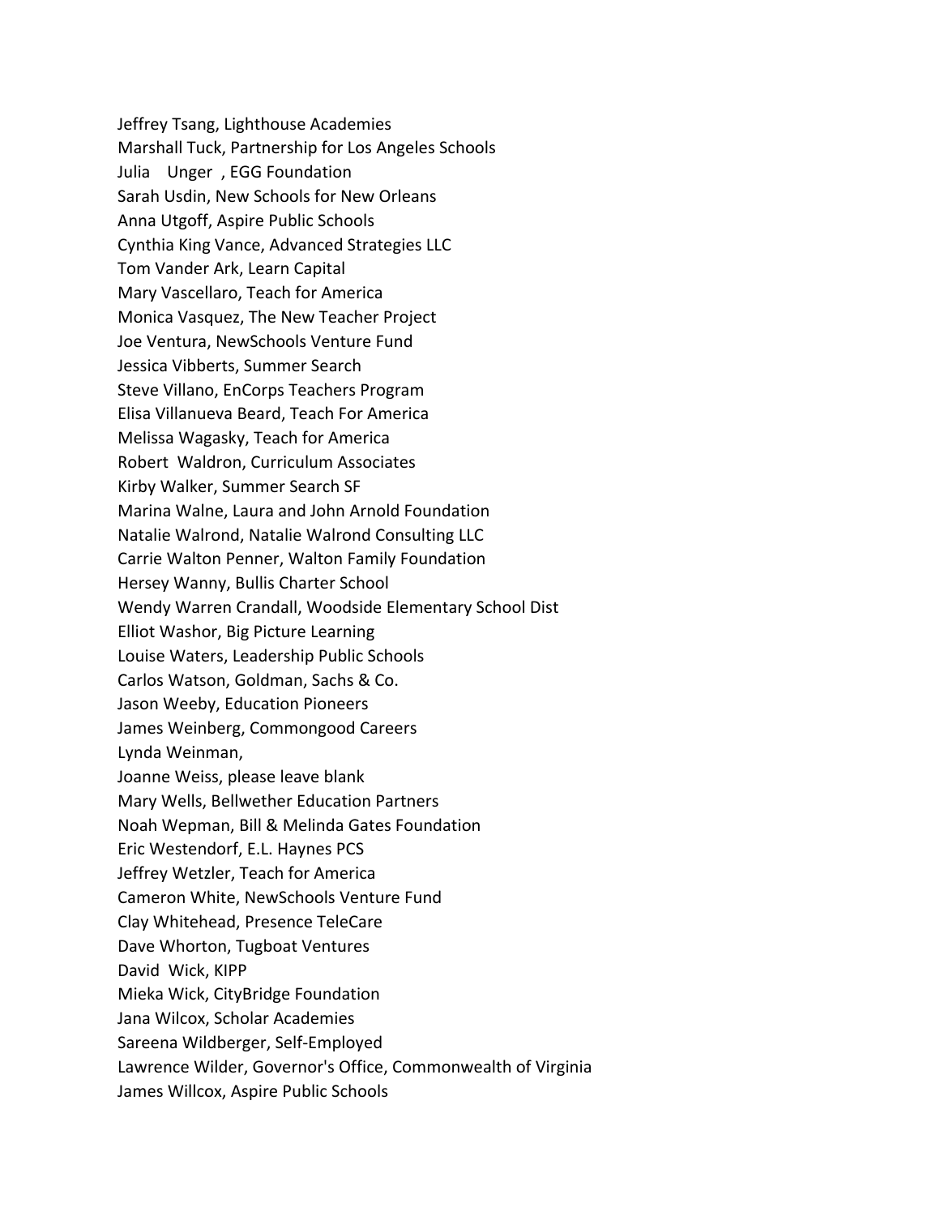Jeffrey Tsang, Lighthouse Academies
Marshall Tuck, Partnership for Los Angeles Schools
Julia Unger , EGG Foundation
Sarah Usdin, New Schools for New Orleans
Anna Utgoff, Aspire Public Schools
Cynthia King Vance, Advanced Strategies LLC
Tom Vander Ark, Learn Capital
Mary Vascellaro, Teach for America
Monica Vasquez, The New Teacher Project
Joe Ventura, NewSchools Venture Fund
Jessica Vibberts, Summer Search
Steve Villano, EnCorps Teachers Program
Elisa Villanueva Beard, Teach For America
Melissa Wagasky, Teach for America
Robert Waldron, Curriculum Associates
Kirby Walker, Summer Search SF
Marina Walne, Laura and John Arnold Foundation
Natalie Walrond, Natalie Walrond Consulting LLC
Carrie Walton Penner, Walton Family Foundation
Hersey Wanny, Bullis Charter School
Wendy Warren Crandall, Woodside Elementary School Dist
Elliot Washor, Big Picture Learning
Louise Waters, Leadership Public Schools
Carlos Watson, Goldman, Sachs & Co.
Jason Weeby, Education Pioneers
James Weinberg, Commongood Careers
Lynda Weinman,
Joanne Weiss, please leave blank
Mary Wells, Bellwether Education Partners
Noah Wepman, Bill & Melinda Gates Foundation
Eric Westendorf, E.L. Haynes PCS
Jeffrey Wetzler, Teach for America
Cameron White, NewSchools Venture Fund
Clay Whitehead, Presence TeleCare
Dave Whorton, Tugboat Ventures
David Wick, KIPP
Mieka Wick, CityBridge Foundation
Jana Wilcox, Scholar Academies
Sareena Wildberger, Self-Employed
Lawrence Wilder, Governor's Office, Commonwealth of Virginia
James Willcox, Aspire Public Schools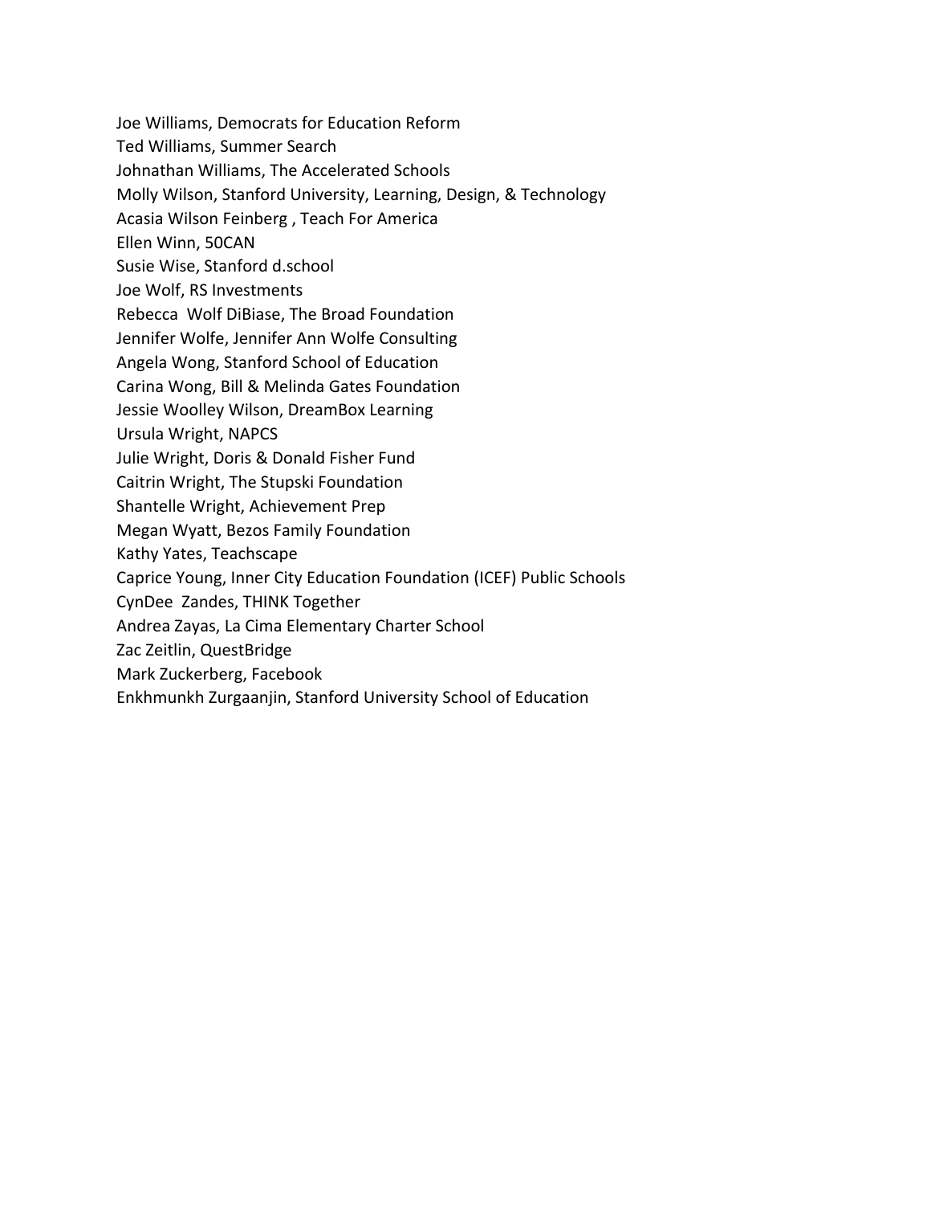Joe Williams, Democrats for Education Reform
Ted Williams, Summer Search
Johnathan Williams, The Accelerated Schools
Molly Wilson, Stanford University, Learning, Design, & Technology
Acasia Wilson Feinberg , Teach For America
Ellen Winn, 50CAN
Susie Wise, Stanford d.school
Joe Wolf, RS Investments
Rebecca Wolf DiBiase, The Broad Foundation
Jennifer Wolfe, Jennifer Ann Wolfe Consulting
Angela Wong, Stanford School of Education
Carina Wong, Bill & Melinda Gates Foundation
Jessie Woolley Wilson, DreamBox Learning
Ursula Wright, NAPCS
Julie Wright, Doris & Donald Fisher Fund
Caitrin Wright, The Stupski Foundation
Shantelle Wright, Achievement Prep
Megan Wyatt, Bezos Family Foundation
Kathy Yates, Teachscape
Caprice Young, Inner City Education Foundation (ICEF) Public Schools
CynDee Zandes, THINK Together
Andrea Zayas, La Cima Elementary Charter School
Zac Zeitlin, QuestBridge
Mark Zuckerberg, Facebook
Enkhmunkh Zurgaanjin, Stanford University School of Education